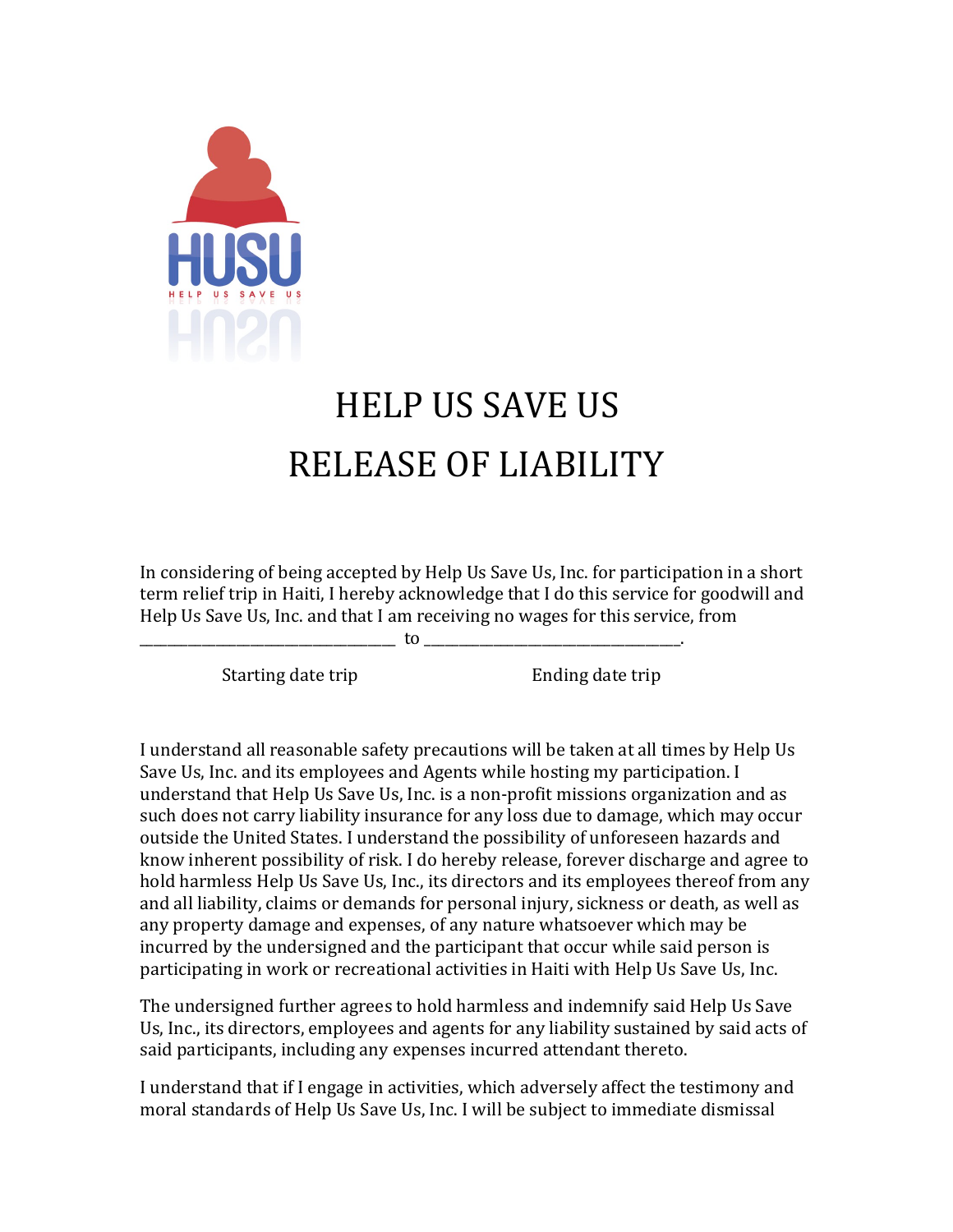HUSU

HELP US SAVE US

# HELP US SAVE US

# RELEASE OF LIABILITY

In considering of being accepted by Help Us Save Us, Inc. for participation in a short term relief trip in Haiti, I hereby acknowledge that I do this service for goodwill and Help Us Save Us, Inc. and that I am receiving no wages for this service, from ________________________________ to ________________________________.

Starting date trip　　　　　　　　　Ending date trip

I understand all reasonable safety precautions will be taken at all times by Help Us Save Us, Inc. and its employees and Agents while hosting my participation. I understand that Help Us Save Us, Inc. is a non-profit missions organization and as such does not carry liability insurance for any loss due to damage, which may occur outside the United States. I understand the possibility of unforeseen hazards and know inherent possibility of risk. I do hereby release, forever discharge and agree to hold harmless Help Us Save Us, Inc., its directors and its employees thereof from any and all liability, claims or demands for personal injury, sickness or death, as well as any property damage and expenses, of any nature whatsoever which may be incurred by the undersigned and the participant that occur while said person is participating in work or recreational activities in Haiti with Help Us Save Us, Inc.

The undersigned further agrees to hold harmless and indemnify said Help Us Save Us, Inc., its directors, employees and agents for any liability sustained by said acts of said participants, including any expenses incurred attendant thereto.

I understand that if I engage in activities, which adversely affect the testimony and moral standards of Help Us Save Us, Inc. I will be subject to immediate dismissal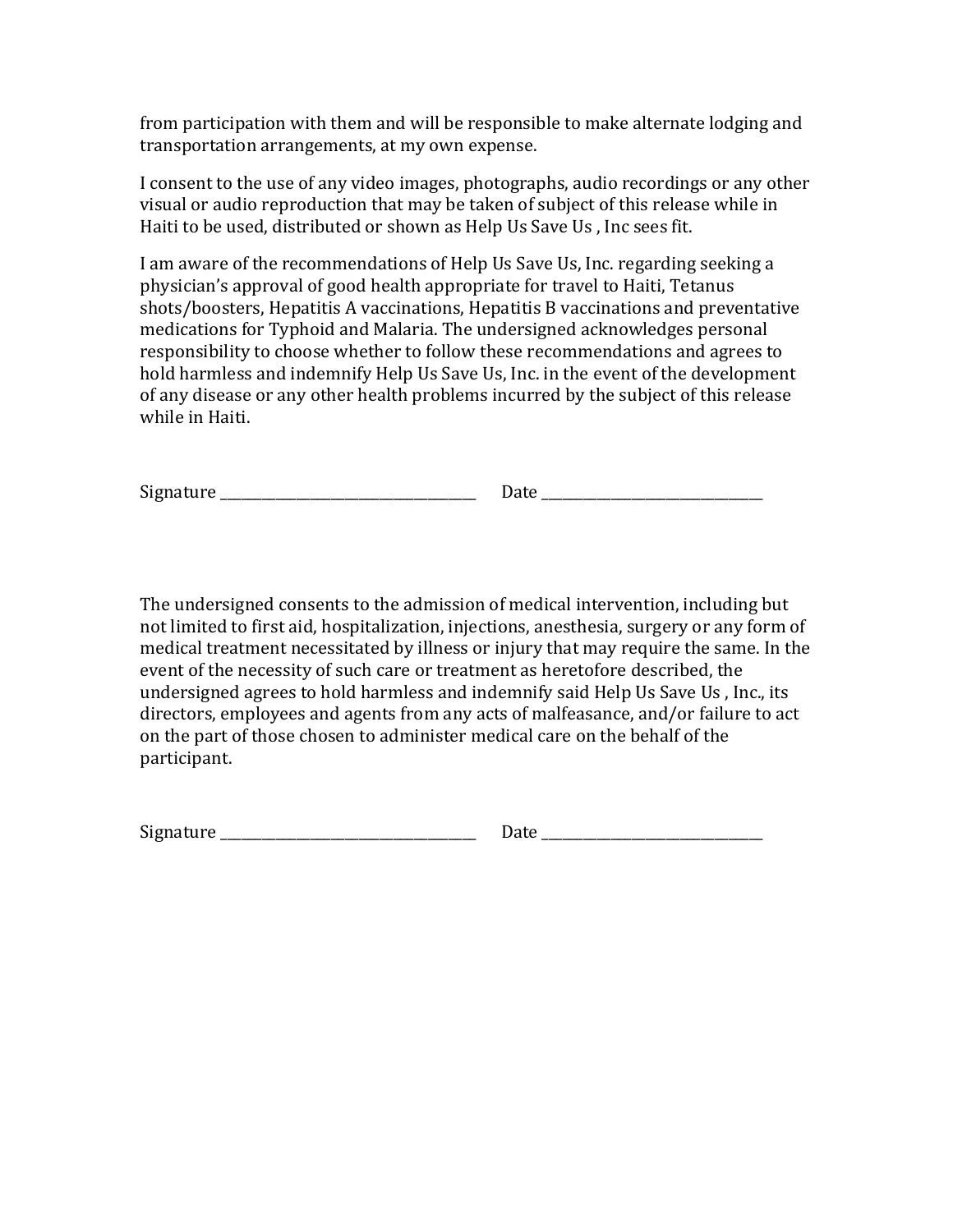from participation with them and will be responsible to make alternate lodging and transportation arrangements, at my own expense.

I consent to the use of any video images, photographs, audio recordings or any other visual or audio reproduction that may be taken of subject of this release while in Haiti to be used, distributed or shown as Help Us Save Us , Inc sees fit.

I am aware of the recommendations of Help Us Save Us, Inc. regarding seeking a physician's approval of good health appropriate for travel to Haiti, Tetanus shots/boosters, Hepatitis A vaccinations, Hepatitis B vaccinations and preventative medications for Typhoid and Malaria. The undersigned acknowledges personal responsibility to choose whether to follow these recommendations and agrees to hold harmless and indemnify Help Us Save Us, Inc. in the event of the development of any disease or any other health problems incurred by the subject of this release while in Haiti.

Signature ______________________________ Date ___________________________

The undersigned consents to the admission of medical intervention, including but not limited to first aid, hospitalization, injections, anesthesia, surgery or any form of medical treatment necessitated by illness or injury that may require the same. In the event of the necessity of such care or treatment as heretofore described, the undersigned agrees to hold harmless and indemnify said Help Us Save Us , Inc., its directors, employees and agents from any acts of malfeasance, and/or failure to act on the part of those chosen to administer medical care on the behalf of the participant.

Signature ______________________________ Date ___________________________